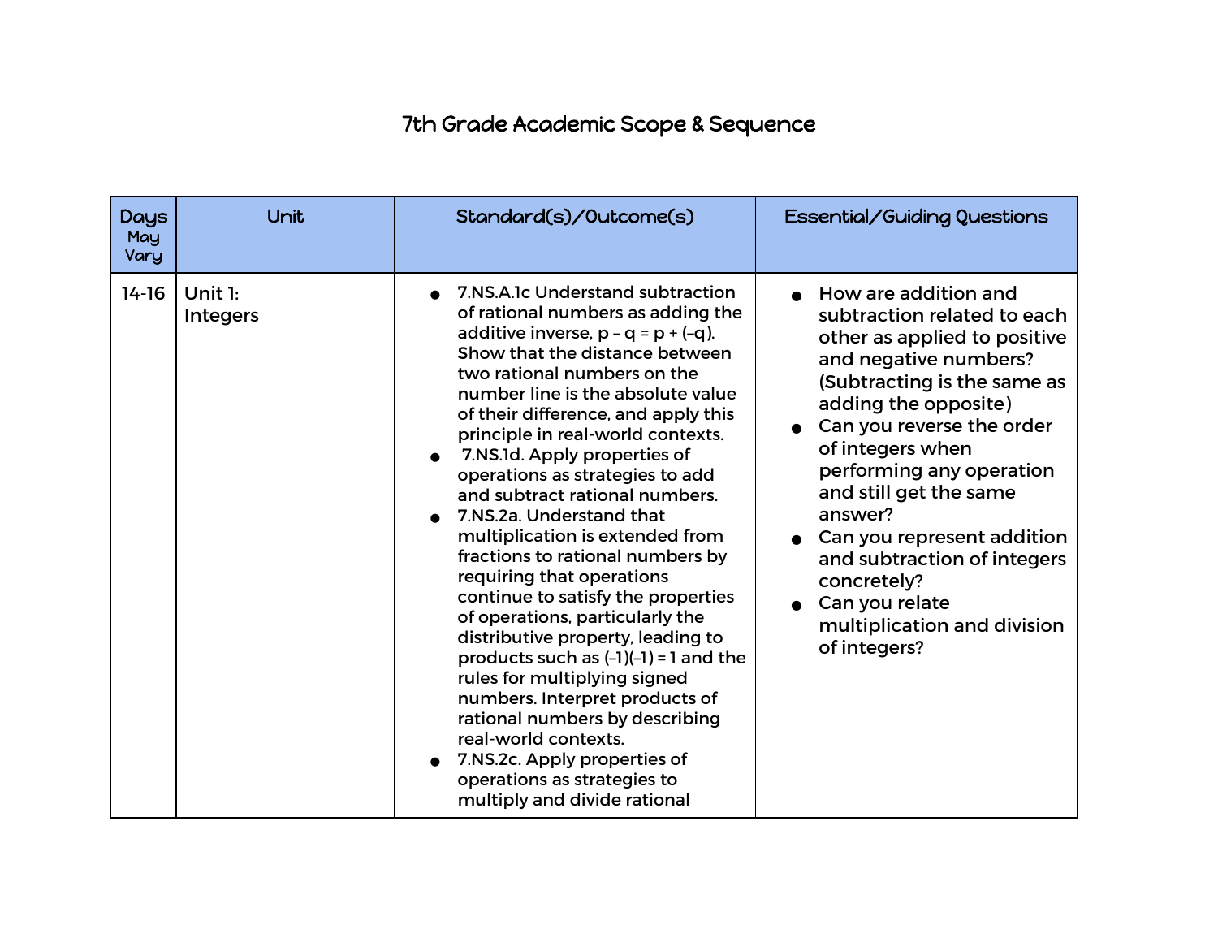# 7th Grade Academic Scope & Sequence

| Days May Vary | Unit | Standard(s)/Outcome(s) | Essential/Guiding Questions |
|---|---|---|---|
| 14-16 | Unit 1: Integers | <ul><li>7.NS.A.1c Understand subtraction of rational numbers as adding the additive inverse, $p - q = p + (-q)$. Show that the distance between two rational numbers on the number line is the absolute value of their difference, and apply this principle in real-world contexts.</li><li>7.NS.1d. Apply properties of operations as strategies to add and subtract rational numbers.</li><li>7.NS.2a. Understand that multiplication is extended from fractions to rational numbers by requiring that operations continue to satisfy the properties of operations, particularly the distributive property, leading to products such as $(-1)(-1) = 1$ and the rules for multiplying signed numbers. Interpret products of rational numbers by describing real-world contexts.</li><li>7.NS.2c. Apply properties of operations as strategies to multiply and divide rational</li></ul> | <ul><li>How are addition and subtraction related to each other as applied to positive and negative numbers? (Subtracting is the same as adding the opposite)</li><li>Can you reverse the order of integers when performing any operation and still get the same answer?</li><li>Can you represent addition and subtraction of integers concretely?</li><li>Can you relate multiplication and division of integers?</li></ul> |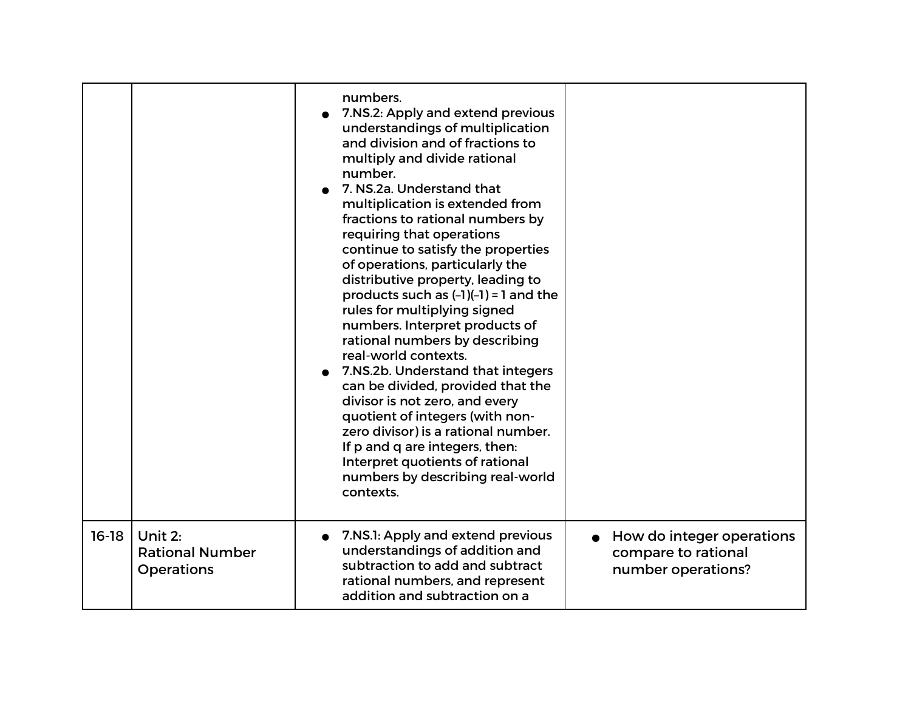| | | | |
|---|---|---|---|
| | | numbers.<br>• 7.NS.2: Apply and extend previous understandings of multiplication and division and of fractions to multiply and divide rational number.<br>• 7. NS.2a. Understand that multiplication is extended from fractions to rational numbers by requiring that operations continue to satisfy the properties of operations, particularly the distributive property, leading to products such as (–1)(–1) = 1 and the rules for multiplying signed numbers. Interpret products of rational numbers by describing real-world contexts.<br>• 7.NS.2b. Understand that integers can be divided, provided that the divisor is not zero, and every quotient of integers (with non-zero divisor) is a rational number. If p and q are integers, then: Interpret quotients of rational numbers by describing real-world contexts. | |
| 16-18 | Unit 2: Rational Number Operations | • 7.NS.1: Apply and extend previous understandings of addition and subtraction to add and subtract rational numbers, and represent addition and subtraction on a | • How do integer operations compare to rational number operations? |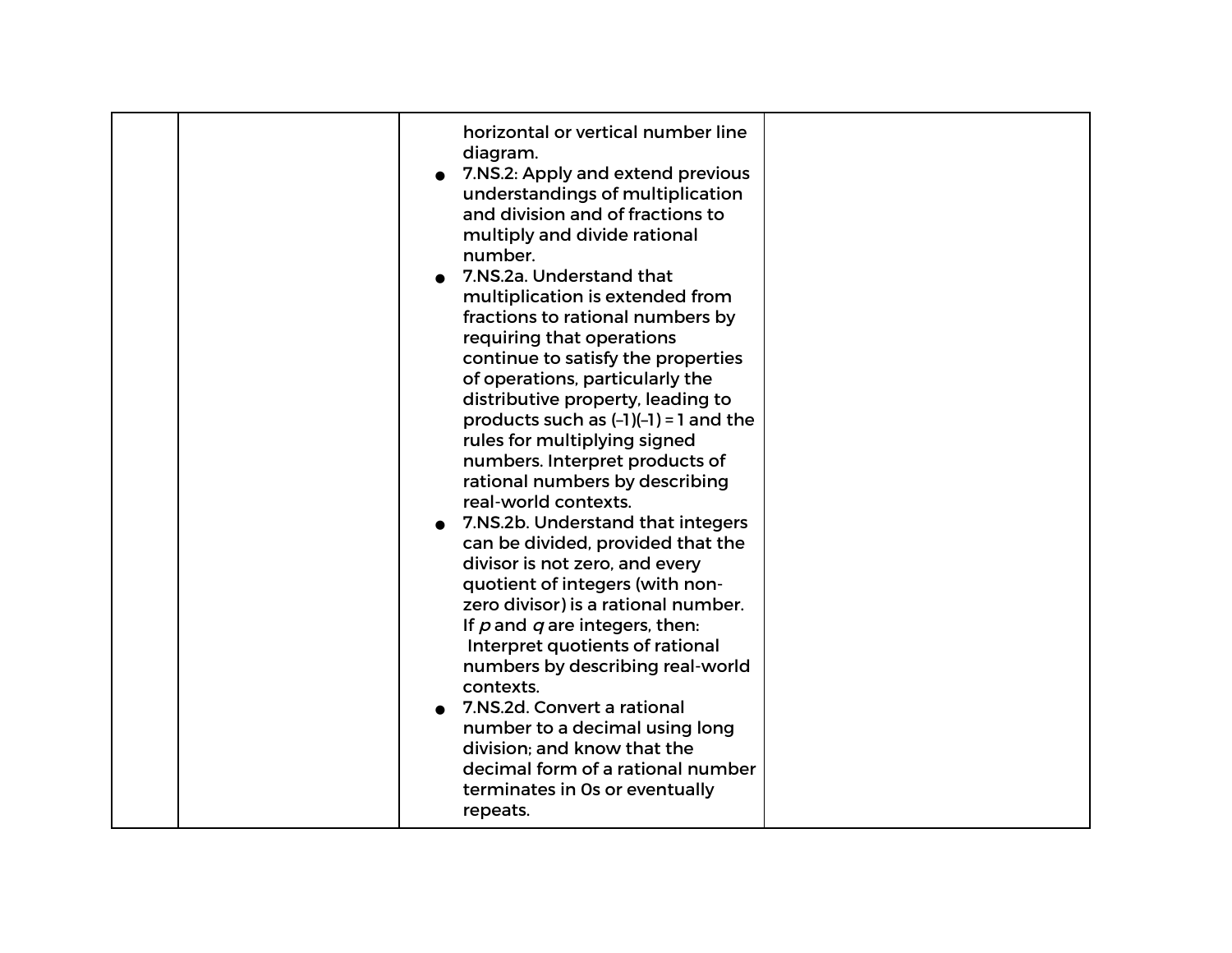|  |  |  |  |
|---|---|---|---|
|  |  | horizontal or vertical number line diagram.<br>• 7.NS.2: Apply and extend previous understandings of multiplication and division and of fractions to multiply and divide rational number.<br>• 7.NS.2a. Understand that multiplication is extended from fractions to rational numbers by requiring that operations continue to satisfy the properties of operations, particularly the distributive property, leading to products such as (–1)(–1) = 1 and the rules for multiplying signed numbers. Interpret products of rational numbers by describing real-world contexts.<br>• 7.NS.2b. Understand that integers can be divided, provided that the divisor is not zero, and every quotient of integers (with non-zero divisor) is a rational number. If *p* and *q* are integers, then: Interpret quotients of rational numbers by describing real-world contexts.<br>• 7.NS.2d. Convert a rational number to a decimal using long division; and know that the decimal form of a rational number terminates in 0s or eventually repeats. |  |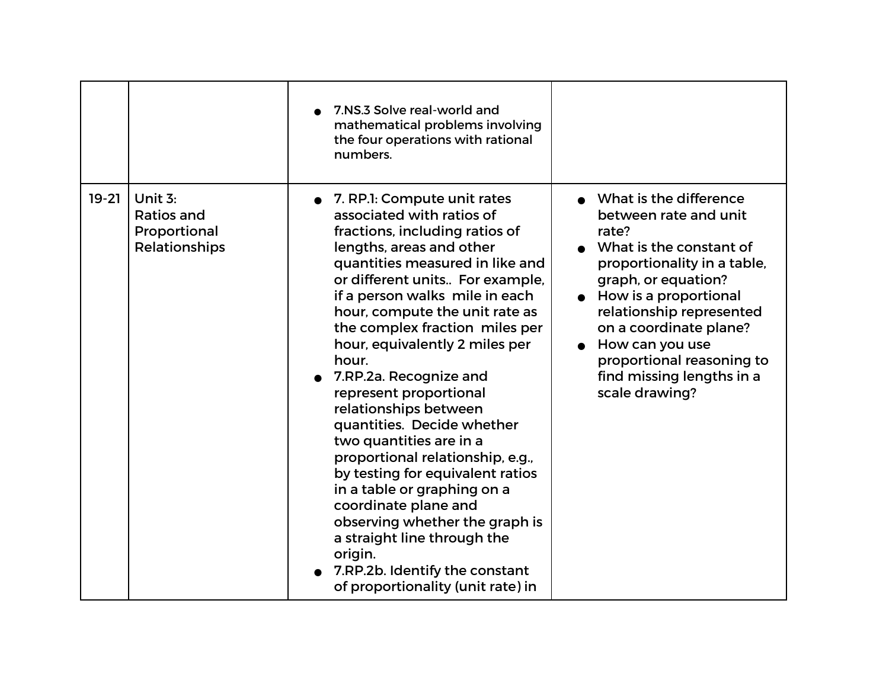| | | | |
|---|---|---|---|
| | | • 7.NS.3 Solve real-world and mathematical problems involving the four operations with rational numbers. | |
| 19-21 | Unit 3: Ratios and Proportional Relationships | • 7. RP.1: Compute unit rates associated with ratios of fractions, including ratios of lengths, areas and other quantities measured in like and or different units.. For example, if a person walks mile in each hour, compute the unit rate as the complex fraction miles per hour, equivalently 2 miles per hour.<br>• 7.RP.2a. Recognize and represent proportional relationships between quantities. Decide whether two quantities are in a proportional relationship, e.g., by testing for equivalent ratios in a table or graphing on a coordinate plane and observing whether the graph is a straight line through the origin.<br>• 7.RP.2b. Identify the constant of proportionality (unit rate) in | • What is the difference between rate and unit rate?<br>• What is the constant of proportionality in a table, graph, or equation?<br>• How is a proportional relationship represented on a coordinate plane?<br>• How can you use proportional reasoning to find missing lengths in a scale drawing? |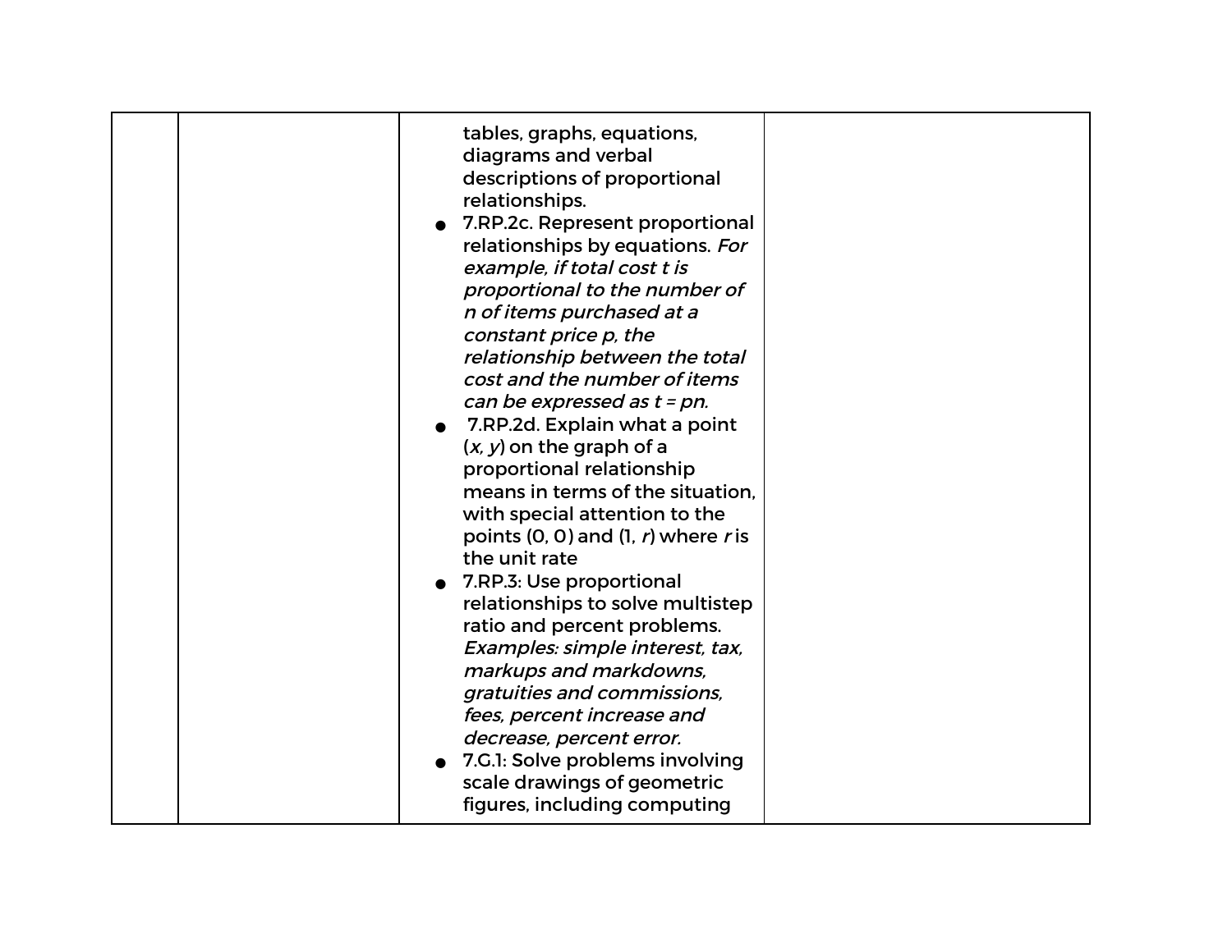|  |  |  |  |
|---|---|---|---|
|  |  | tables, graphs, equations, diagrams and verbal descriptions of proportional relationships.<br>• 7.RP.2c. Represent proportional relationships by equations. *For example, if total cost t is proportional to the number of n of items purchased at a constant price p, the relationship between the total cost and the number of items can be expressed as t = pn.*<br>• 7.RP.2d. Explain what a point (*x, y*) on the graph of a proportional relationship means in terms of the situation, with special attention to the points (0, 0) and (1, *r*) where *r* is the unit rate<br>• 7.RP.3: Use proportional relationships to solve multistep ratio and percent problems. *Examples: simple interest, tax, markups and markdowns, gratuities and commissions, fees, percent increase and decrease, percent error.*<br>• 7.G.1: Solve problems involving scale drawings of geometric figures, including computing |  |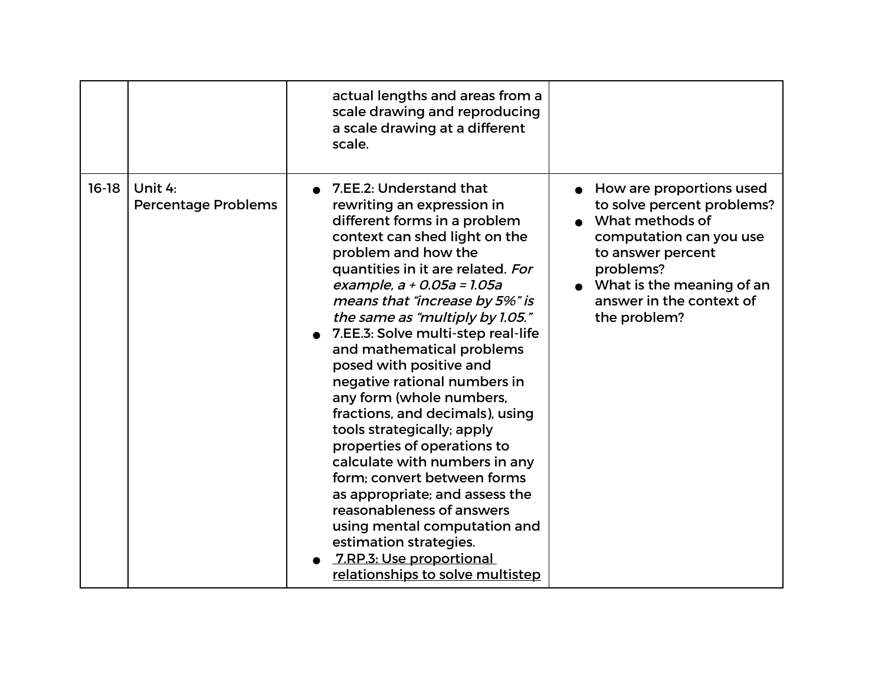| | | | |
|---|---|---|---|
| | | actual lengths and areas from a scale drawing and reproducing a scale drawing at a different scale. | |
| 16-18 | Unit 4: Percentage Problems | • 7.EE.2: Understand that rewriting an expression in different forms in a problem context can shed light on the problem and how the quantities in it are related. *For example, $a + 0.05a = 1.05a$ means that "increase by 5%" is the same as "multiply by 1.05."*<br>• 7.EE.3: Solve multi-step real-life and mathematical problems posed with positive and negative rational numbers in any form (whole numbers, fractions, and decimals), using tools strategically; apply properties of operations to calculate with numbers in any form; convert between forms as appropriate; and assess the reasonableness of answers using mental computation and estimation strategies.<br>• 7.RP.3: Use proportional relationships to solve multistep | • How are proportions used to solve percent problems?<br>• What methods of computation can you use to answer percent problems?<br>• What is the meaning of an answer in the context of the problem? |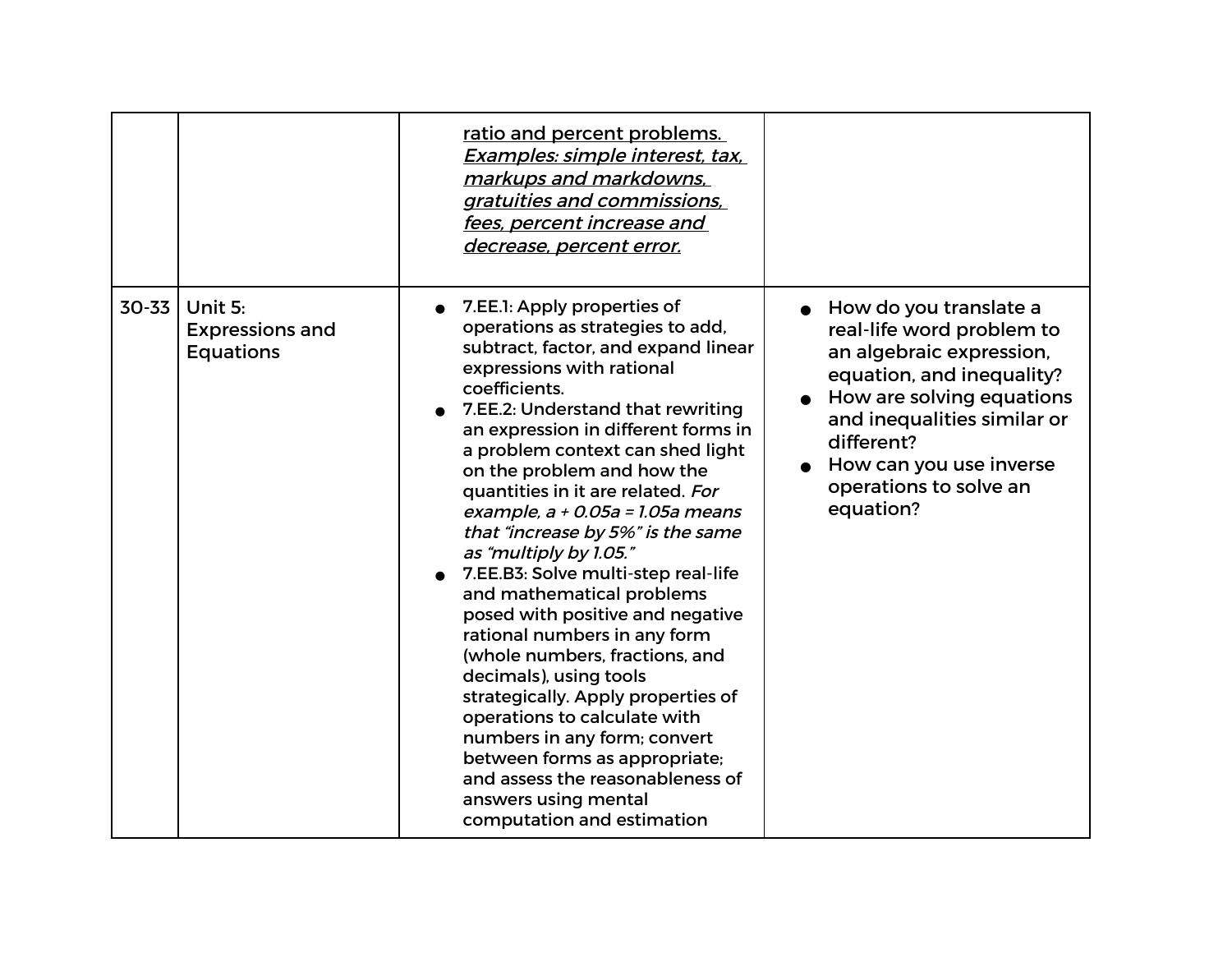| | | | |
|---|---|---|---|
| | | <u>ratio and percent problems.</u> <u>*Examples: simple interest, tax, markups and markdowns, gratuities and commissions, fees, percent increase and decrease, percent error.*</u> | |
| 30-33 | Unit 5: Expressions and Equations | • 7.EE.1: Apply properties of operations as strategies to add, subtract, factor, and expand linear expressions with rational coefficients.<br>• 7.EE.2: Understand that rewriting an expression in different forms in a problem context can shed light on the problem and how the quantities in it are related. *For example, $a + 0.05a = 1.05a$ means that "increase by 5%" is the same as "multiply by 1.05."*<br>• 7.EE.B3: Solve multi-step real-life and mathematical problems posed with positive and negative rational numbers in any form (whole numbers, fractions, and decimals), using tools strategically. Apply properties of operations to calculate with numbers in any form; convert between forms as appropriate; and assess the reasonableness of answers using mental computation and estimation | • How do you translate a real-life word problem to an algebraic expression, equation, and inequality?<br>• How are solving equations and inequalities similar or different?<br>• How can you use inverse operations to solve an equation? |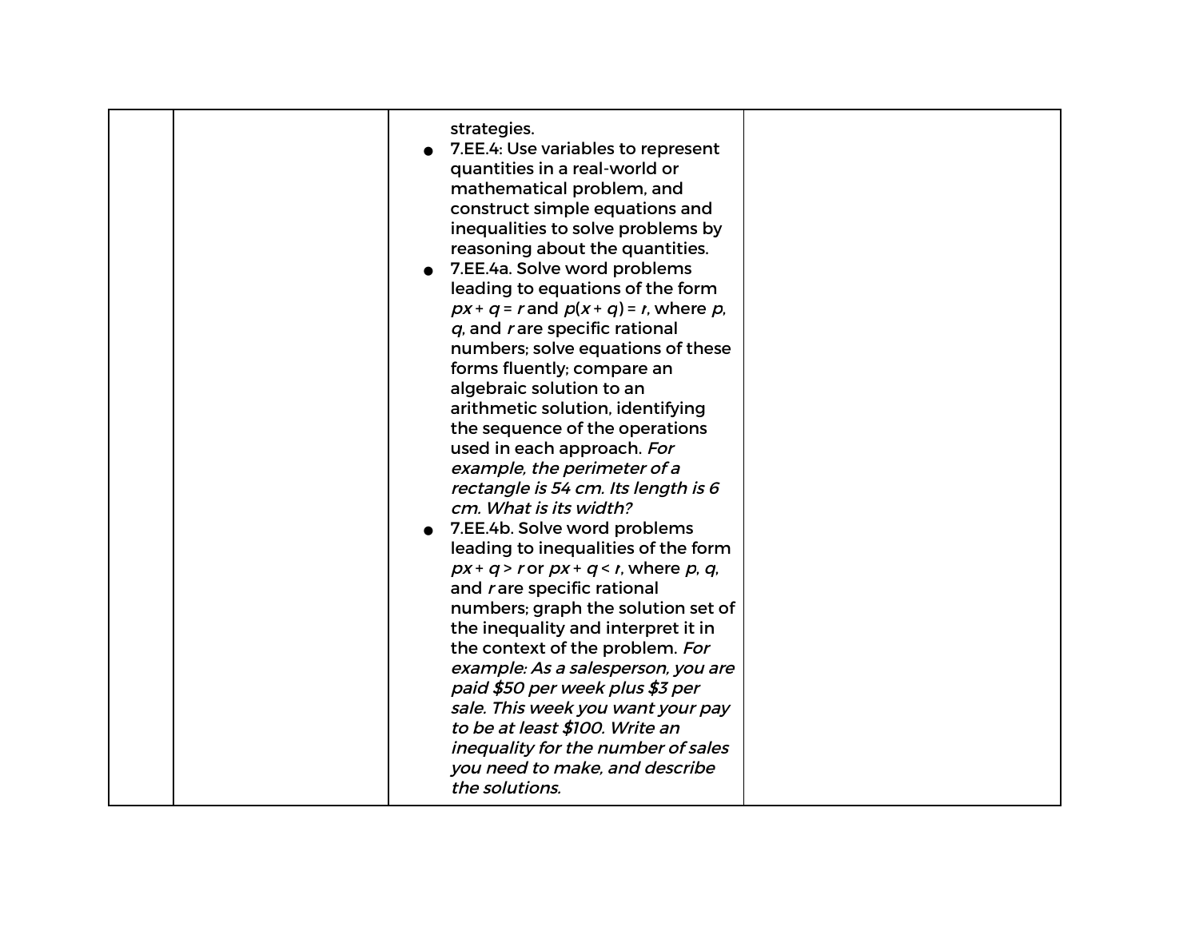|  |  |  |  |
|---|---|---|---|
|  |  | strategies.<br>• 7.EE.4: Use variables to represent quantities in a real-world or mathematical problem, and construct simple equations and inequalities to solve problems by reasoning about the quantities.<br>• 7.EE.4a. Solve word problems leading to equations of the form $px + q = r$ and $p(x + q) = r$, where $p$, $q$, and $r$ are specific rational numbers; solve equations of these forms fluently; compare an algebraic solution to an arithmetic solution, identifying the sequence of the operations used in each approach. *For example, the perimeter of a rectangle is 54 cm. Its length is 6 cm. What is its width?*<br>• 7.EE.4b. Solve word problems leading to inequalities of the form $px + q > r$ or $px + q < r$, where $p$, $q$, and $r$ are specific rational numbers; graph the solution set of the inequality and interpret it in the context of the problem. *For example: As a salesperson, you are paid $50 per week plus $3 per sale. This week you want your pay to be at least $100. Write an inequality for the number of sales you need to make, and describe the solutions.* |  |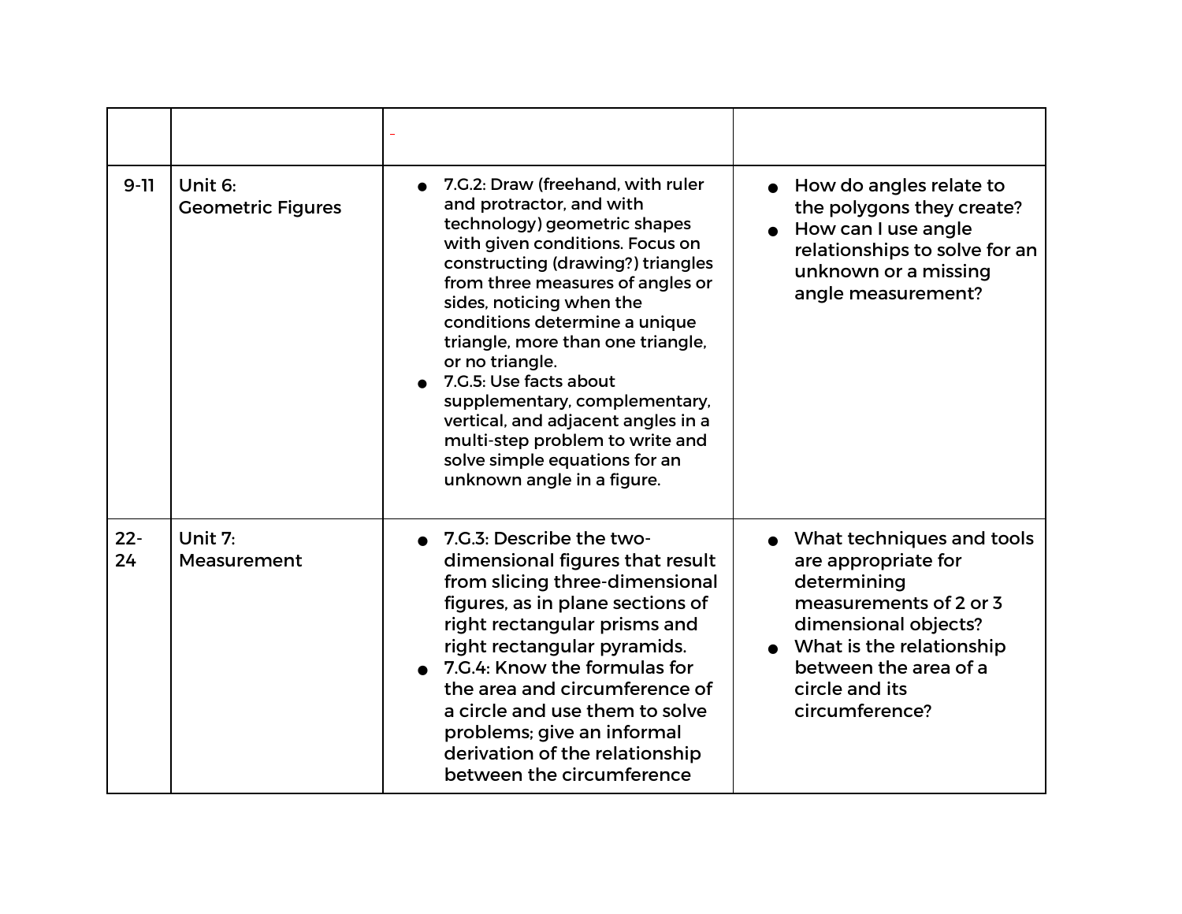| | | - | |
|---|---|---|---|
| 9-11 | Unit 6: Geometric Figures | <ul><li>7.G.2: Draw (freehand, with ruler and protractor, and with technology) geometric shapes with given conditions. Focus on constructing (drawing?) triangles from three measures of angles or sides, noticing when the conditions determine a unique triangle, more than one triangle, or no triangle.</li><li>7.G.5: Use facts about supplementary, complementary, vertical, and adjacent angles in a multi-step problem to write and solve simple equations for an unknown angle in a figure.</li></ul> | <ul><li>How do angles relate to the polygons they create?</li><li>How can I use angle relationships to solve for an unknown or a missing angle measurement?</li></ul> |
| 22-24 | Unit 7: Measurement | <ul><li>7.G.3: Describe the two-dimensional figures that result from slicing three-dimensional figures, as in plane sections of right rectangular prisms and right rectangular pyramids.</li><li>7.G.4: Know the formulas for the area and circumference of a circle and use them to solve problems; give an informal derivation of the relationship between the circumference</li></ul> | <ul><li>What techniques and tools are appropriate for determining measurements of 2 or 3 dimensional objects?</li><li>What is the relationship between the area of a circle and its circumference?</li></ul> |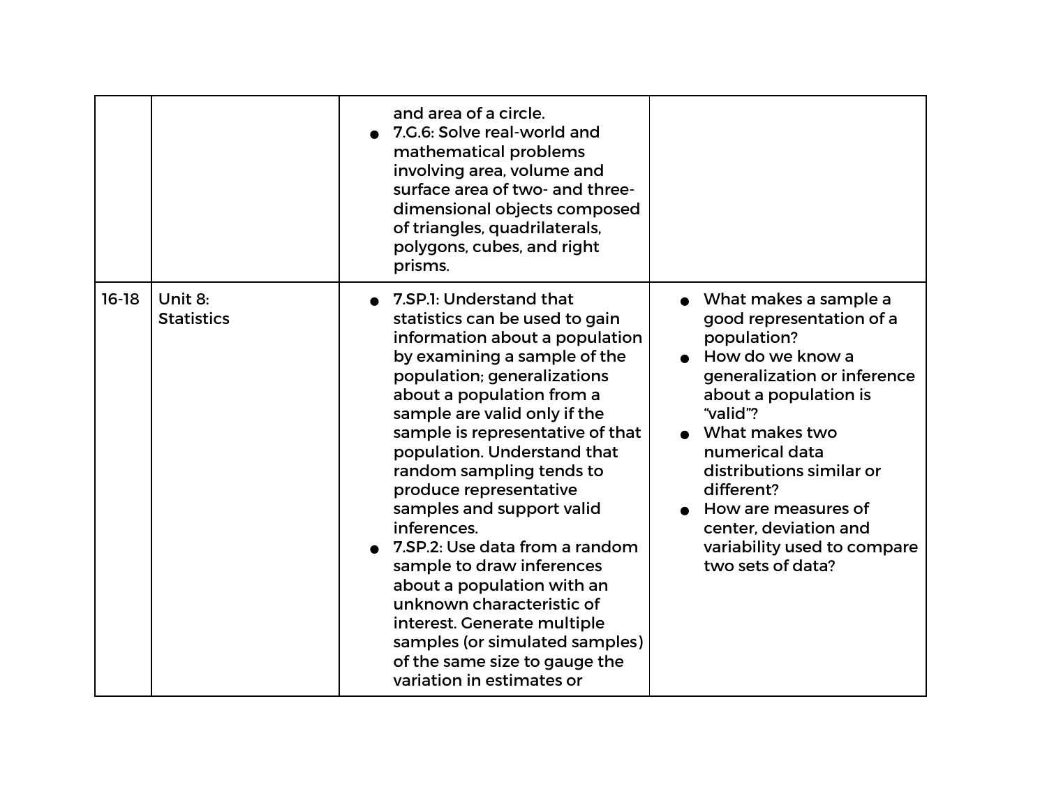| | | | |
|---|---|---|---|
| | | and area of a circle.<br>● 7.G.6: Solve real-world and mathematical problems involving area, volume and surface area of two- and three-dimensional objects composed of triangles, quadrilaterals, polygons, cubes, and right prisms. | |
| 16-18 | Unit 8: Statistics | ● 7.SP.1: Understand that statistics can be used to gain information about a population by examining a sample of the population; generalizations about a population from a sample are valid only if the sample is representative of that population. Understand that random sampling tends to produce representative samples and support valid inferences.<br>● 7.SP.2: Use data from a random sample to draw inferences about a population with an unknown characteristic of interest. Generate multiple samples (or simulated samples) of the same size to gauge the variation in estimates or | ● What makes a sample a good representation of a population?<br>● How do we know a generalization or inference about a population is "valid"?<br>● What makes two numerical data distributions similar or different?<br>● How are measures of center, deviation and variability used to compare two sets of data? |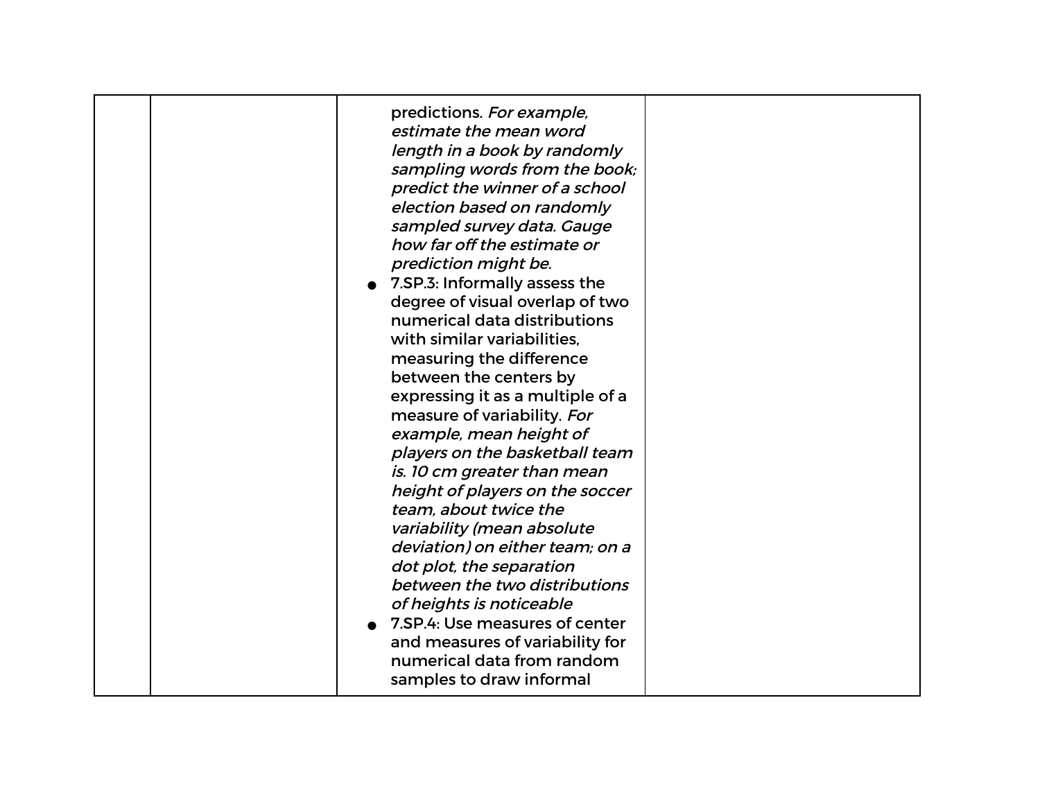| | | predictions. *For example, estimate the mean word length in a book by randomly sampling words from the book; predict the winner of a school election based on randomly sampled survey data. Gauge how far off the estimate or prediction might be.*<br>● 7.SP.3: Informally assess the degree of visual overlap of two numerical data distributions with similar variabilities, measuring the difference between the centers by expressing it as a multiple of a measure of variability. *For example, mean height of players on the basketball team is. 10 cm greater than mean height of players on the soccer team, about twice the variability (mean absolute deviation) on either team; on a dot plot, the separation between the two distributions of heights is noticeable*<br>● 7.SP.4: Use measures of center and measures of variability for numerical data from random samples to draw informal | |
|---|---|---|---|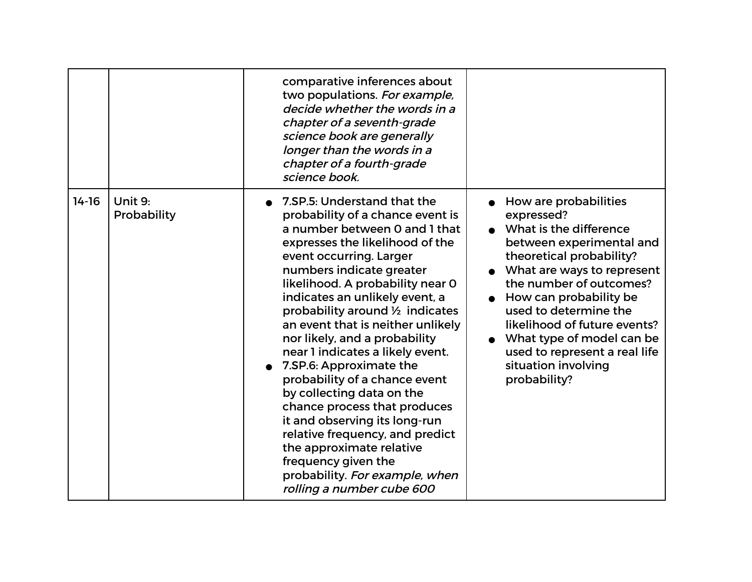| | | | |
|---|---|---|---|
| | | comparative inferences about two populations. *For example, decide whether the words in a chapter of a seventh-grade science book are generally longer than the words in a chapter of a fourth-grade science book.* | |
| 14-16 | Unit 9: Probability | • 7.SP.5: Understand that the probability of a chance event is a number between 0 and 1 that expresses the likelihood of the event occurring. Larger numbers indicate greater likelihood. A probability near 0 indicates an unlikely event, a probability around ½ indicates an event that is neither unlikely nor likely, and a probability near 1 indicates a likely event.<br>• 7.SP.6: Approximate the probability of a chance event by collecting data on the chance process that produces it and observing its long-run relative frequency, and predict the approximate relative frequency given the probability. *For example, when rolling a number cube 600* | • How are probabilities expressed?<br>• What is the difference between experimental and theoretical probability?<br>• What are ways to represent the number of outcomes?<br>• How can probability be used to determine the likelihood of future events?<br>• What type of model can be used to represent a real life situation involving probability? |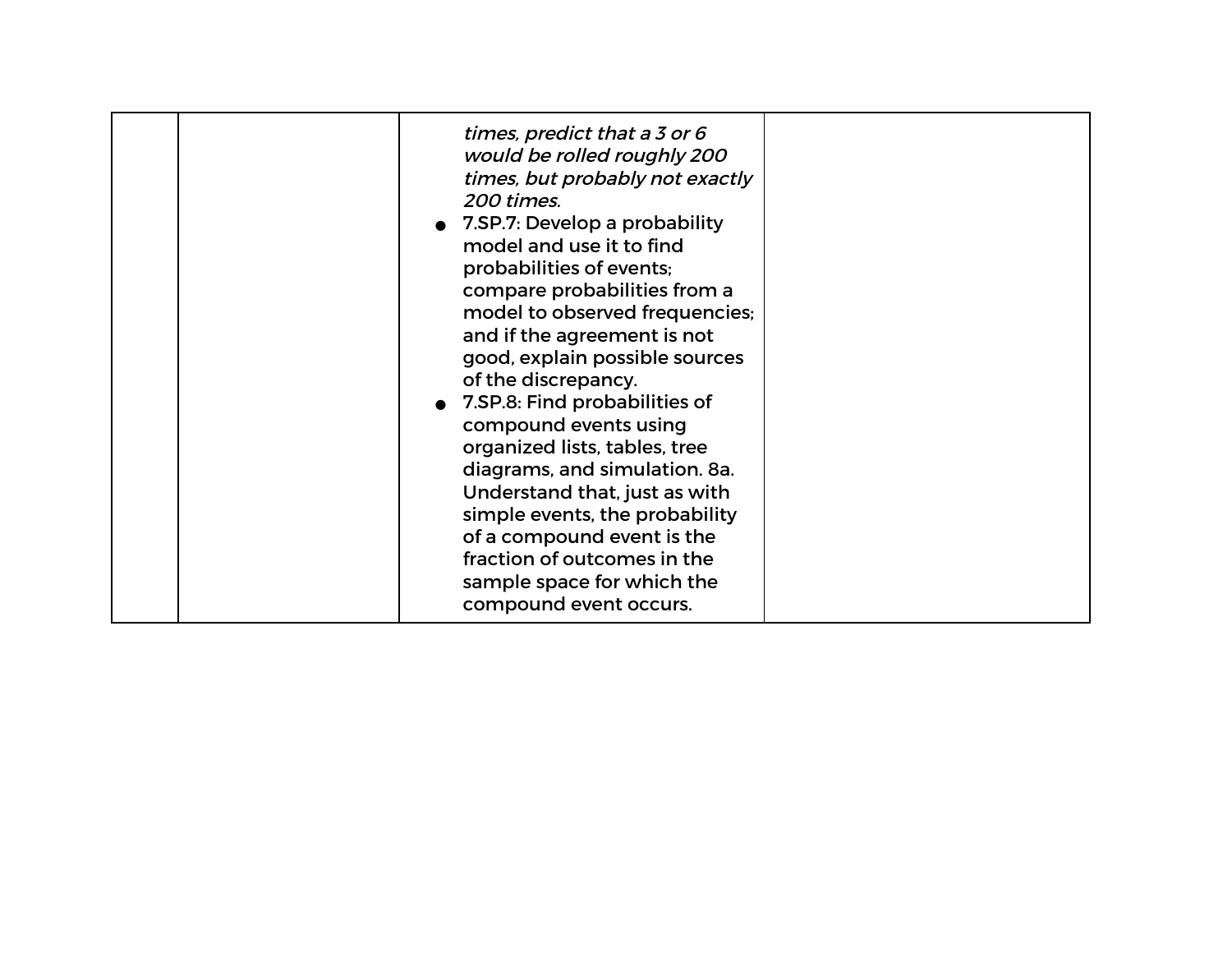| | | | |
|---|---|---|---|
| | | *times, predict that a 3 or 6 would be rolled roughly 200 times, but probably not exactly 200 times.*<br>● 7.SP.7: Develop a probability model and use it to find probabilities of events; compare probabilities from a model to observed frequencies; and if the agreement is not good, explain possible sources of the discrepancy.<br>● 7.SP.8: Find probabilities of compound events using organized lists, tables, tree diagrams, and simulation. 8a. Understand that, just as with simple events, the probability of a compound event is the fraction of outcomes in the sample space for which the compound event occurs. | |